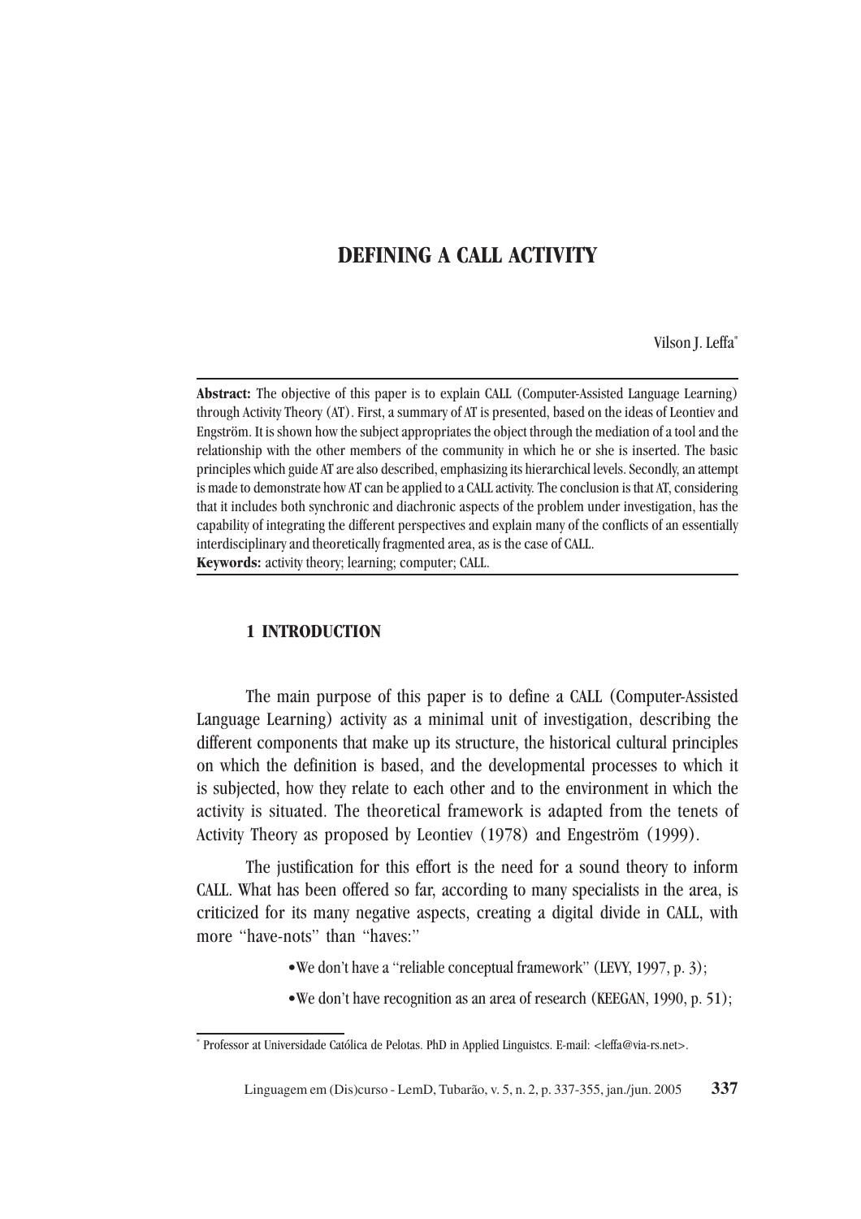# DEFINING A CALL ACTIVITY

Vilson J. Leffa[*]

**Abstract:** The objective of this paper is to explain CALL (Computer-Assisted Language Learning) through Activity Theory (AT). First, a summary of AT is presented, based on the ideas of Leontiev and Engström. It is shown how the subject appropriates the object through the mediation of a tool and the relationship with the other members of the community in which he or she is inserted. The basic principles which guide AT are also described, emphasizing its hierarchical levels. Secondly, an attempt is made to demonstrate how AT can be applied to a CALL activity. The conclusion is that AT, considering that it includes both synchronic and diachronic aspects of the problem under investigation, has the capability of integrating the different perspectives and explain many of the conflicts of an essentially interdisciplinary and theoretically fragmented area, as is the case of CALL.
**Keywords:** activity theory; learning; computer; CALL.

## 1 INTRODUCTION

The main purpose of this paper is to define a CALL (Computer-Assisted Language Learning) activity as a minimal unit of investigation, describing the different components that make up its structure, the historical cultural principles on which the definition is based, and the developmental processes to which it is subjected, how they relate to each other and to the environment in which the activity is situated. The theoretical framework is adapted from the tenets of Activity Theory as proposed by Leontiev (1978) and Engeström (1999).

The justification for this effort is the need for a sound theory to inform CALL. What has been offered so far, according to many specialists in the area, is criticized for its many negative aspects, creating a digital divide in CALL, with more "have-nots" than "haves:"

- We don't have a "reliable conceptual framework" (LEVY, 1997, p. 3);
- We don't have recognition as an area of research (KEEGAN, 1990, p. 51);

[*] Professor at Universidade Católica de Pelotas. PhD in Applied Linguistcs. E-mail: <leffa@via-rs.net>.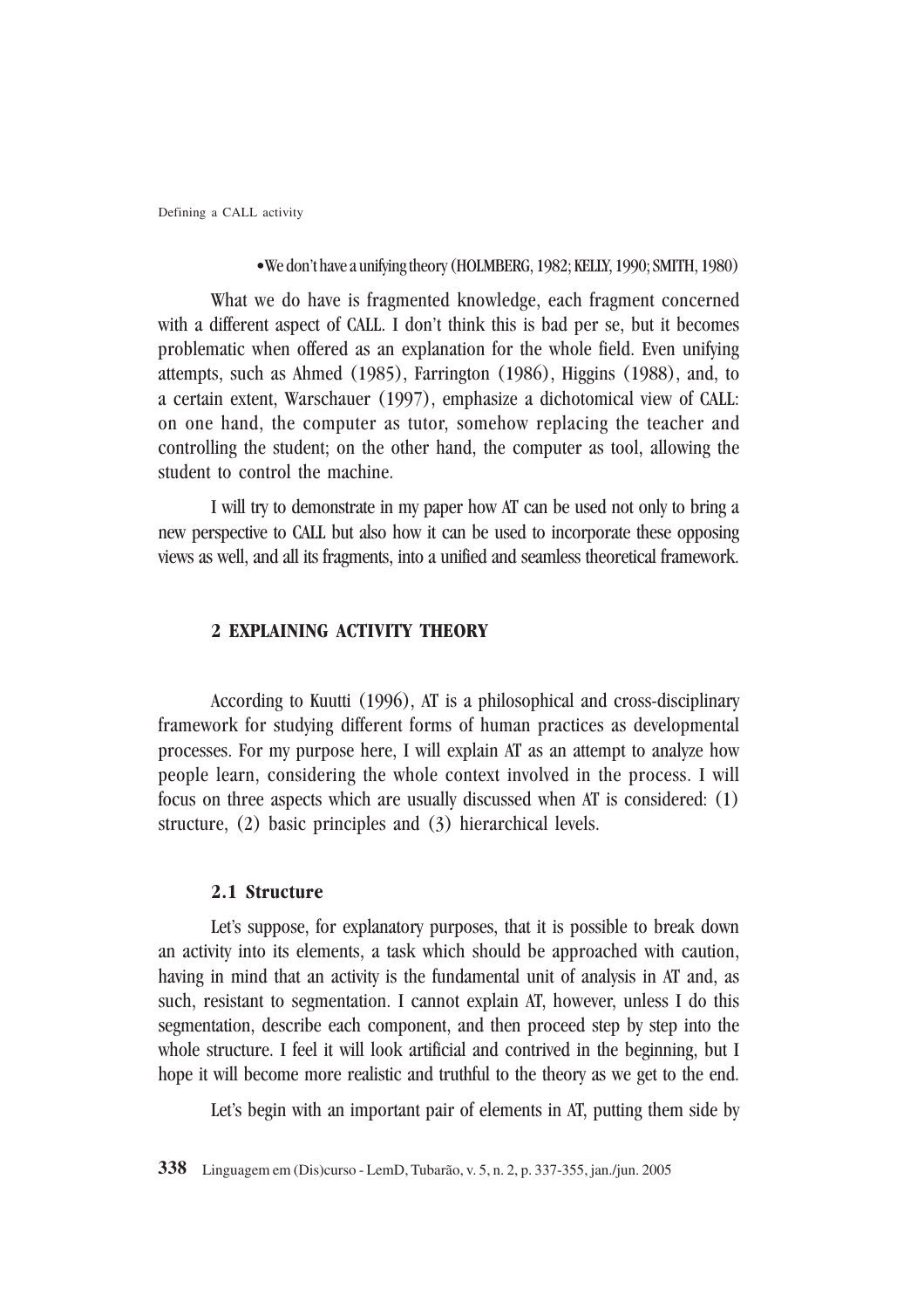- We don't have a unifying theory (HOLMBERG, 1982; KELLY, 1990; SMITH, 1980)

What we do have is fragmented knowledge, each fragment concerned with a different aspect of CALL. I don't think this is bad per se, but it becomes problematic when offered as an explanation for the whole field. Even unifying attempts, such as Ahmed (1985), Farrington (1986), Higgins (1988), and, to a certain extent, Warschauer (1997), emphasize a dichotomical view of CALL: on one hand, the computer as tutor, somehow replacing the teacher and controlling the student; on the other hand, the computer as tool, allowing the student to control the machine.

I will try to demonstrate in my paper how AT can be used not only to bring a new perspective to CALL but also how it can be used to incorporate these opposing views as well, and all its fragments, into a unified and seamless theoretical framework.

## 2 EXPLAINING ACTIVITY THEORY

According to Kuutti (1996), AT is a philosophical and cross-disciplinary framework for studying different forms of human practices as developmental processes. For my purpose here, I will explain AT as an attempt to analyze how people learn, considering the whole context involved in the process. I will focus on three aspects which are usually discussed when AT is considered: (1) structure, (2) basic principles and (3) hierarchical levels.

### 2.1 Structure

Let's suppose, for explanatory purposes, that it is possible to break down an activity into its elements, a task which should be approached with caution, having in mind that an activity is the fundamental unit of analysis in AT and, as such, resistant to segmentation. I cannot explain AT, however, unless I do this segmentation, describe each component, and then proceed step by step into the whole structure. I feel it will look artificial and contrived in the beginning, but I hope it will become more realistic and truthful to the theory as we get to the end.

Let's begin with an important pair of elements in AT, putting them side by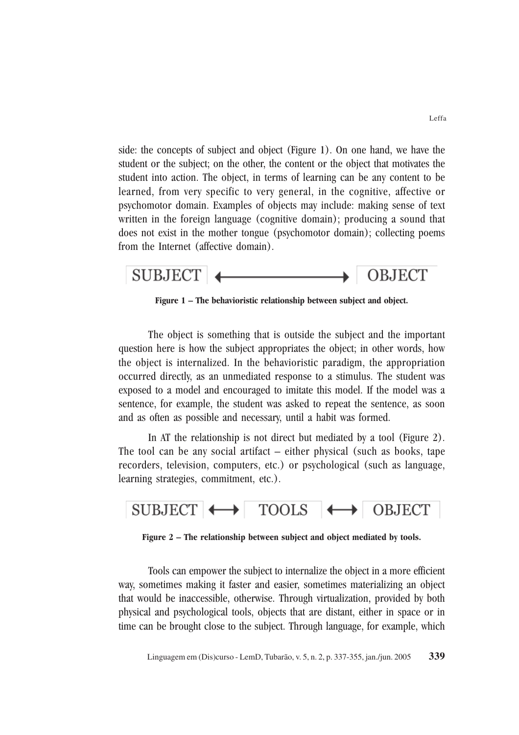side: the concepts of subject and object (Figure 1). On one hand, we have the student or the subject; on the other, the content or the object that motivates the student into action. The object, in terms of learning can be any content to be learned, from very specific to very general, in the cognitive, affective or psychomotor domain. Examples of objects may include: making sense of text written in the foreign language (cognitive domain); producing a sound that does not exist in the mother tongue (psychomotor domain); collecting poems from the Internet (affective domain).

SUBJECT ⟷ OBJECT

**Figure 1 – The behavioristic relationship between subject and object.**

The object is something that is outside the subject and the important question here is how the subject appropriates the object; in other words, how the object is internalized. In the behavioristic paradigm, the appropriation occurred directly, as an unmediated response to a stimulus. The student was exposed to a model and encouraged to imitate this model. If the model was a sentence, for example, the student was asked to repeat the sentence, as soon and as often as possible and necessary, until a habit was formed.

In AT the relationship is not direct but mediated by a tool (Figure 2). The tool can be any social artifact – either physical (such as books, tape recorders, television, computers, etc.) or psychological (such as language, learning strategies, commitment, etc.).

SUBJECT ⟷ TOOLS ⟷ OBJECT

**Figure 2 – The relationship between subject and object mediated by tools.**

Tools can empower the subject to internalize the object in a more efficient way, sometimes making it faster and easier, sometimes materializing an object that would be inaccessible, otherwise. Through virtualization, provided by both physical and psychological tools, objects that are distant, either in space or in time can be brought close to the subject. Through language, for example, which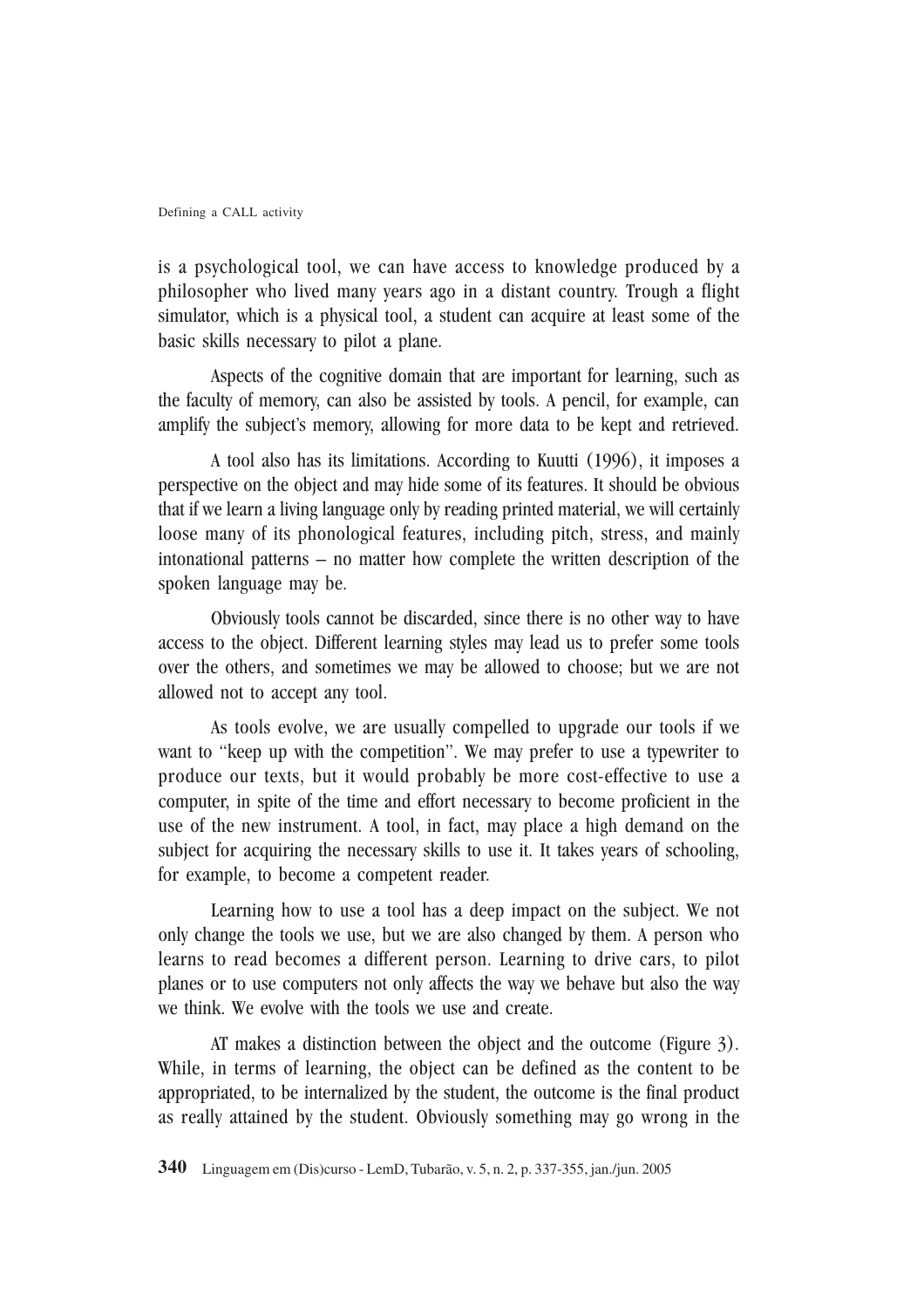is a psychological tool, we can have access to knowledge produced by a philosopher who lived many years ago in a distant country. Trough a flight simulator, which is a physical tool, a student can acquire at least some of the basic skills necessary to pilot a plane.

Aspects of the cognitive domain that are important for learning, such as the faculty of memory, can also be assisted by tools. A pencil, for example, can amplify the subject's memory, allowing for more data to be kept and retrieved.

A tool also has its limitations. According to Kuutti (1996), it imposes a perspective on the object and may hide some of its features. It should be obvious that if we learn a living language only by reading printed material, we will certainly loose many of its phonological features, including pitch, stress, and mainly intonational patterns – no matter how complete the written description of the spoken language may be.

Obviously tools cannot be discarded, since there is no other way to have access to the object. Different learning styles may lead us to prefer some tools over the others, and sometimes we may be allowed to choose; but we are not allowed not to accept any tool.

As tools evolve, we are usually compelled to upgrade our tools if we want to "keep up with the competition". We may prefer to use a typewriter to produce our texts, but it would probably be more cost-effective to use a computer, in spite of the time and effort necessary to become proficient in the use of the new instrument. A tool, in fact, may place a high demand on the subject for acquiring the necessary skills to use it. It takes years of schooling, for example, to become a competent reader.

Learning how to use a tool has a deep impact on the subject. We not only change the tools we use, but we are also changed by them. A person who learns to read becomes a different person. Learning to drive cars, to pilot planes or to use computers not only affects the way we behave but also the way we think. We evolve with the tools we use and create.

AT makes a distinction between the object and the outcome (Figure 3). While, in terms of learning, the object can be defined as the content to be appropriated, to be internalized by the student, the outcome is the final product as really attained by the student. Obviously something may go wrong in the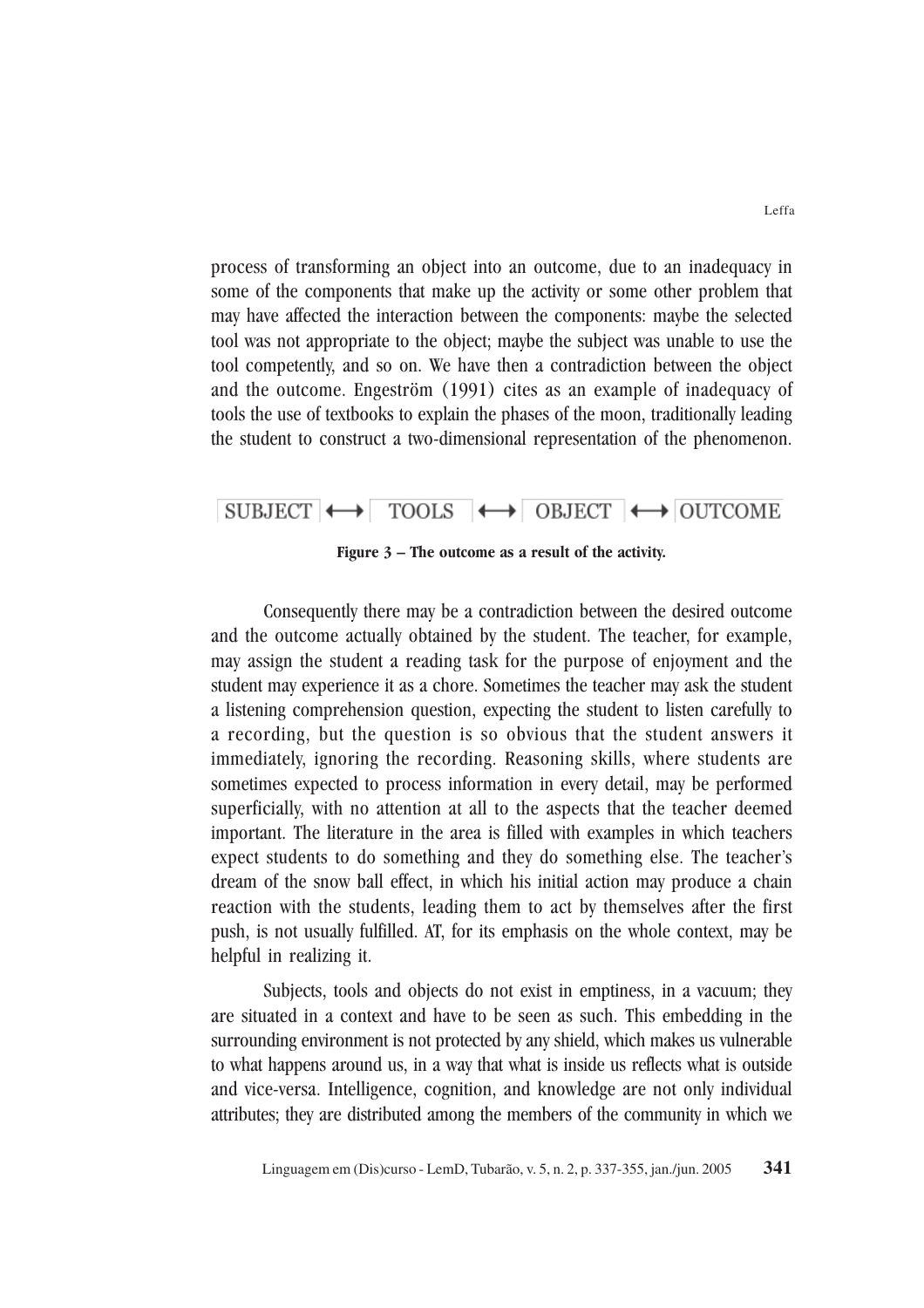process of transforming an object into an outcome, due to an inadequacy in some of the components that make up the activity or some other problem that may have affected the interaction between the components: maybe the selected tool was not appropriate to the object; maybe the subject was unable to use the tool competently, and so on. We have then a contradiction between the object and the outcome. Engeström (1991) cites as an example of inadequacy of tools the use of textbooks to explain the phases of the moon, traditionally leading the student to construct a two-dimensional representation of the phenomenon.

SUBJECT ⟷ TOOLS ⟷ OBJECT ⟷ OUTCOME

**Figure 3 – The outcome as a result of the activity.**

Consequently there may be a contradiction between the desired outcome and the outcome actually obtained by the student. The teacher, for example, may assign the student a reading task for the purpose of enjoyment and the student may experience it as a chore. Sometimes the teacher may ask the student a listening comprehension question, expecting the student to listen carefully to a recording, but the question is so obvious that the student answers it immediately, ignoring the recording. Reasoning skills, where students are sometimes expected to process information in every detail, may be performed superficially, with no attention at all to the aspects that the teacher deemed important. The literature in the area is filled with examples in which teachers expect students to do something and they do something else. The teacher's dream of the snow ball effect, in which his initial action may produce a chain reaction with the students, leading them to act by themselves after the first push, is not usually fulfilled. AT, for its emphasis on the whole context, may be helpful in realizing it.

Subjects, tools and objects do not exist in emptiness, in a vacuum; they are situated in a context and have to be seen as such. This embedding in the surrounding environment is not protected by any shield, which makes us vulnerable to what happens around us, in a way that what is inside us reflects what is outside and vice-versa. Intelligence, cognition, and knowledge are not only individual attributes; they are distributed among the members of the community in which we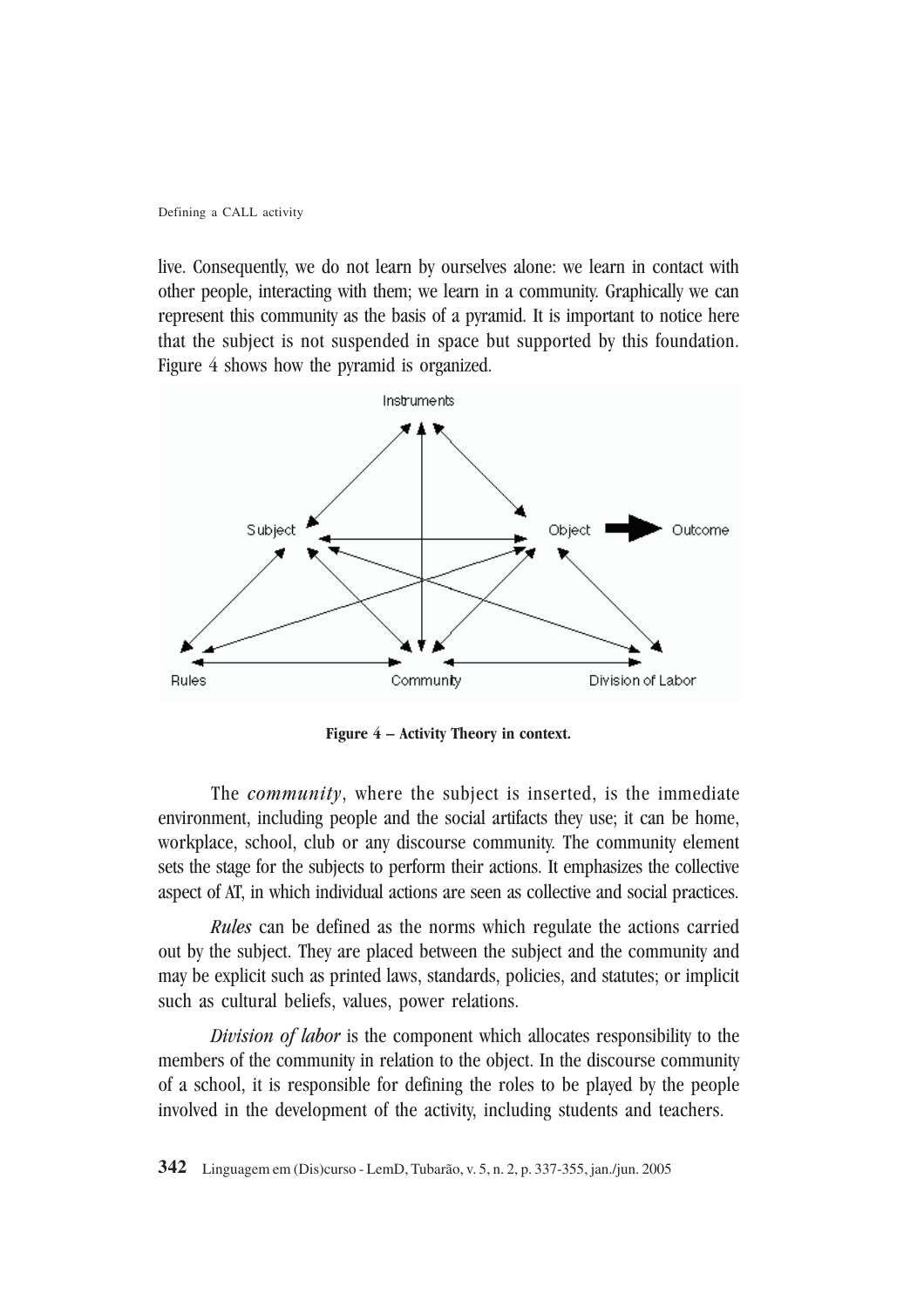live. Consequently, we do not learn by ourselves alone: we learn in contact with other people, interacting with them; we learn in a community. Graphically we can represent this community as the basis of a pyramid. It is important to notice here that the subject is not suspended in space but supported by this foundation. Figure 4 shows how the pyramid is organized.

**Figure 4 – Activity Theory in context.**

The *community*, where the subject is inserted, is the immediate environment, including people and the social artifacts they use; it can be home, workplace, school, club or any discourse community. The community element sets the stage for the subjects to perform their actions. It emphasizes the collective aspect of AT, in which individual actions are seen as collective and social practices.

*Rules* can be defined as the norms which regulate the actions carried out by the subject. They are placed between the subject and the community and may be explicit such as printed laws, standards, policies, and statutes; or implicit such as cultural beliefs, values, power relations.

*Division of labor* is the component which allocates responsibility to the members of the community in relation to the object. In the discourse community of a school, it is responsible for defining the roles to be played by the people involved in the development of the activity, including students and teachers.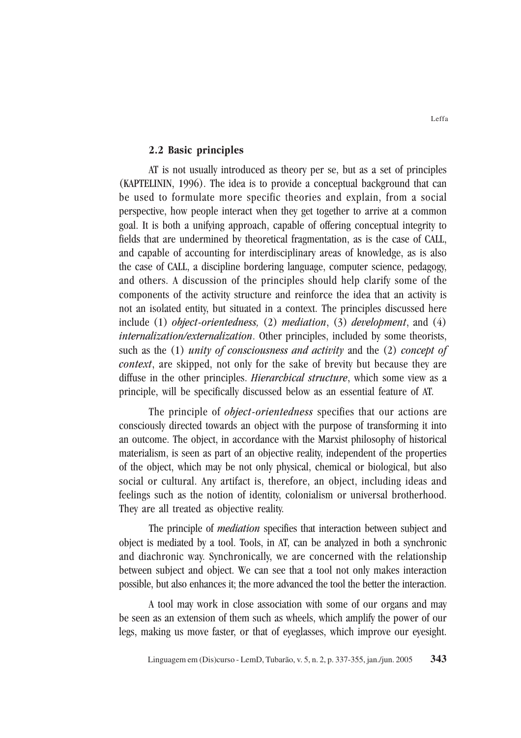### 2.2 Basic principles

AT is not usually introduced as theory per se, but as a set of principles (KAPTELININ, 1996). The idea is to provide a conceptual background that can be used to formulate more specific theories and explain, from a social perspective, how people interact when they get together to arrive at a common goal. It is both a unifying approach, capable of offering conceptual integrity to fields that are undermined by theoretical fragmentation, as is the case of CALL, and capable of accounting for interdisciplinary areas of knowledge, as is also the case of CALL, a discipline bordering language, computer science, pedagogy, and others. A discussion of the principles should help clarify some of the components of the activity structure and reinforce the idea that an activity is not an isolated entity, but situated in a context. The principles discussed here include (1) *object-orientedness,* (2) *mediation*, (3) *development*, and (4) *internalization/externalization*. Other principles, included by some theorists, such as the (1) *unity of consciousness and activity* and the (2) *concept of context*, are skipped, not only for the sake of brevity but because they are diffuse in the other principles. *Hierarchical structure*, which some view as a principle, will be specifically discussed below as an essential feature of AT.

The principle of *object-orientedness* specifies that our actions are consciously directed towards an object with the purpose of transforming it into an outcome. The object, in accordance with the Marxist philosophy of historical materialism, is seen as part of an objective reality, independent of the properties of the object, which may be not only physical, chemical or biological, but also social or cultural. Any artifact is, therefore, an object, including ideas and feelings such as the notion of identity, colonialism or universal brotherhood. They are all treated as objective reality.

The principle of *mediation* specifies that interaction between subject and object is mediated by a tool. Tools, in AT, can be analyzed in both a synchronic and diachronic way. Synchronically, we are concerned with the relationship between subject and object. We can see that a tool not only makes interaction possible, but also enhances it; the more advanced the tool the better the interaction.

A tool may work in close association with some of our organs and may be seen as an extension of them such as wheels, which amplify the power of our legs, making us move faster, or that of eyeglasses, which improve our eyesight.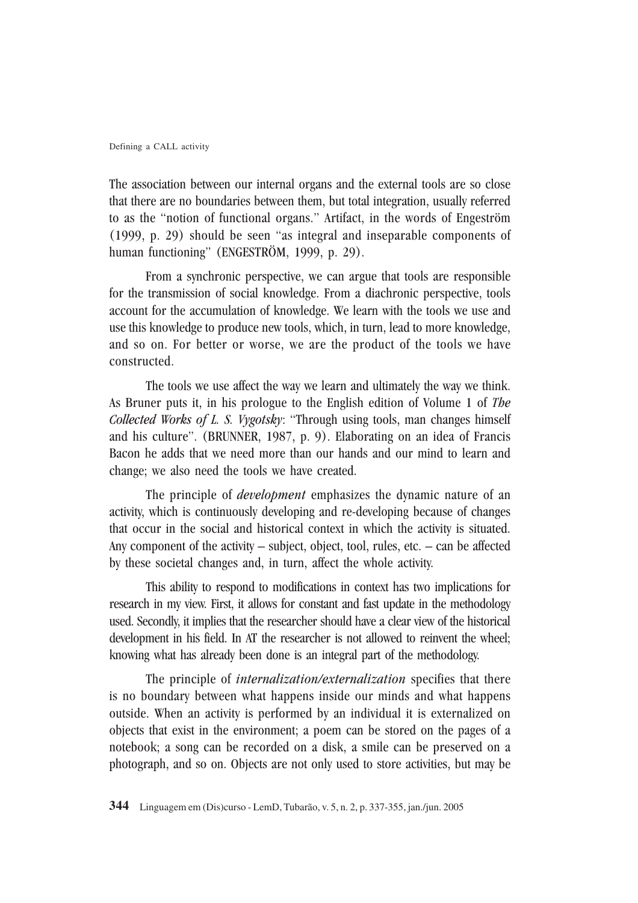The association between our internal organs and the external tools are so close that there are no boundaries between them, but total integration, usually referred to as the "notion of functional organs." Artifact, in the words of Engeström (1999, p. 29) should be seen "as integral and inseparable components of human functioning" (ENGESTRÖM, 1999, p. 29).

From a synchronic perspective, we can argue that tools are responsible for the transmission of social knowledge. From a diachronic perspective, tools account for the accumulation of knowledge. We learn with the tools we use and use this knowledge to produce new tools, which, in turn, lead to more knowledge, and so on. For better or worse, we are the product of the tools we have constructed.

The tools we use affect the way we learn and ultimately the way we think. As Bruner puts it, in his prologue to the English edition of Volume 1 of *The Collected Works of L. S. Vygotsky*: "Through using tools, man changes himself and his culture". (BRUNNER, 1987, p. 9). Elaborating on an idea of Francis Bacon he adds that we need more than our hands and our mind to learn and change; we also need the tools we have created.

The principle of *development* emphasizes the dynamic nature of an activity, which is continuously developing and re-developing because of changes that occur in the social and historical context in which the activity is situated. Any component of the activity – subject, object, tool, rules, etc. – can be affected by these societal changes and, in turn, affect the whole activity.

This ability to respond to modifications in context has two implications for research in my view. First, it allows for constant and fast update in the methodology used. Secondly, it implies that the researcher should have a clear view of the historical development in his field. In AT the researcher is not allowed to reinvent the wheel; knowing what has already been done is an integral part of the methodology.

The principle of *internalization/externalization* specifies that there is no boundary between what happens inside our minds and what happens outside. When an activity is performed by an individual it is externalized on objects that exist in the environment; a poem can be stored on the pages of a notebook; a song can be recorded on a disk, a smile can be preserved on a photograph, and so on. Objects are not only used to store activities, but may be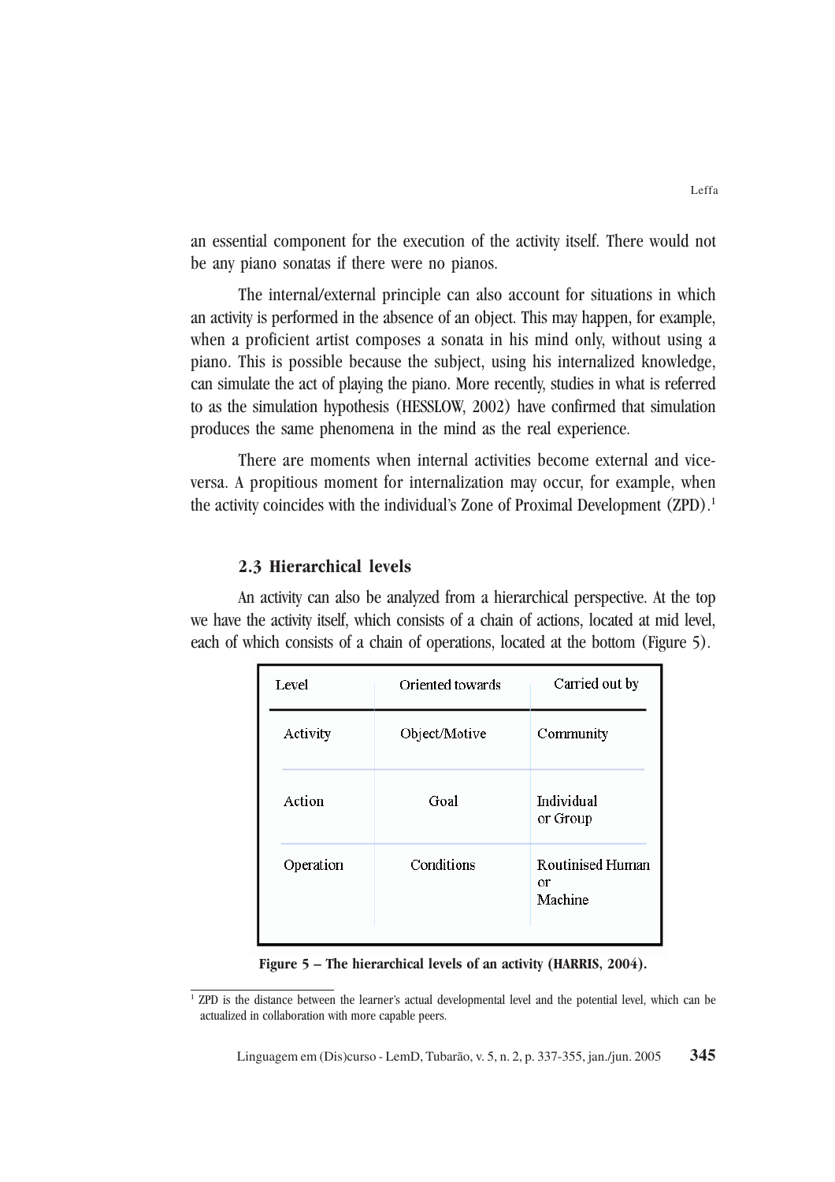an essential component for the execution of the activity itself. There would not be any piano sonatas if there were no pianos.

The internal/external principle can also account for situations in which an activity is performed in the absence of an object. This may happen, for example, when a proficient artist composes a sonata in his mind only, without using a piano. This is possible because the subject, using his internalized knowledge, can simulate the act of playing the piano. More recently, studies in what is referred to as the simulation hypothesis (HESSLOW, 2002) have confirmed that simulation produces the same phenomena in the mind as the real experience.

There are moments when internal activities become external and vice-versa. A propitious moment for internalization may occur, for example, when the activity coincides with the individual's Zone of Proximal Development (ZPD).[1]

### 2.3 Hierarchical levels

An activity can also be analyzed from a hierarchical perspective. At the top we have the activity itself, which consists of a chain of actions, located at mid level, each of which consists of a chain of operations, located at the bottom (Figure 5).

| Level | Oriented towards | Carried out by |
|---|---|---|
| Activity | Object/Motive | Community |
| Action | Goal | Individual or Group |
| Operation | Conditions | Routinised Human or Machine |

**Figure 5 – The hierarchical levels of an activity (HARRIS, 2004).**

[1] ZPD is the distance between the learner's actual developmental level and the potential level, which can be actualized in collaboration with more capable peers.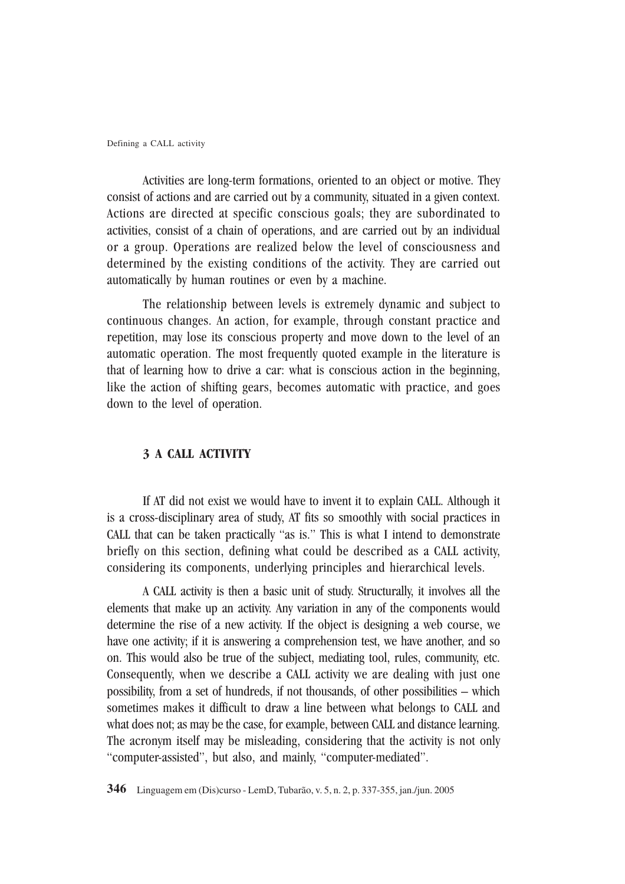Activities are long-term formations, oriented to an object or motive. They consist of actions and are carried out by a community, situated in a given context. Actions are directed at specific conscious goals; they are subordinated to activities, consist of a chain of operations, and are carried out by an individual or a group. Operations are realized below the level of consciousness and determined by the existing conditions of the activity. They are carried out automatically by human routines or even by a machine.

The relationship between levels is extremely dynamic and subject to continuous changes. An action, for example, through constant practice and repetition, may lose its conscious property and move down to the level of an automatic operation. The most frequently quoted example in the literature is that of learning how to drive a car: what is conscious action in the beginning, like the action of shifting gears, becomes automatic with practice, and goes down to the level of operation.

## 3 A CALL ACTIVITY

If AT did not exist we would have to invent it to explain CALL. Although it is a cross-disciplinary area of study, AT fits so smoothly with social practices in CALL that can be taken practically "as is." This is what I intend to demonstrate briefly on this section, defining what could be described as a CALL activity, considering its components, underlying principles and hierarchical levels.

A CALL activity is then a basic unit of study. Structurally, it involves all the elements that make up an activity. Any variation in any of the components would determine the rise of a new activity. If the object is designing a web course, we have one activity; if it is answering a comprehension test, we have another, and so on. This would also be true of the subject, mediating tool, rules, community, etc. Consequently, when we describe a CALL activity we are dealing with just one possibility, from a set of hundreds, if not thousands, of other possibilities – which sometimes makes it difficult to draw a line between what belongs to CALL and what does not; as may be the case, for example, between CALL and distance learning. The acronym itself may be misleading, considering that the activity is not only "computer-assisted", but also, and mainly, "computer-mediated".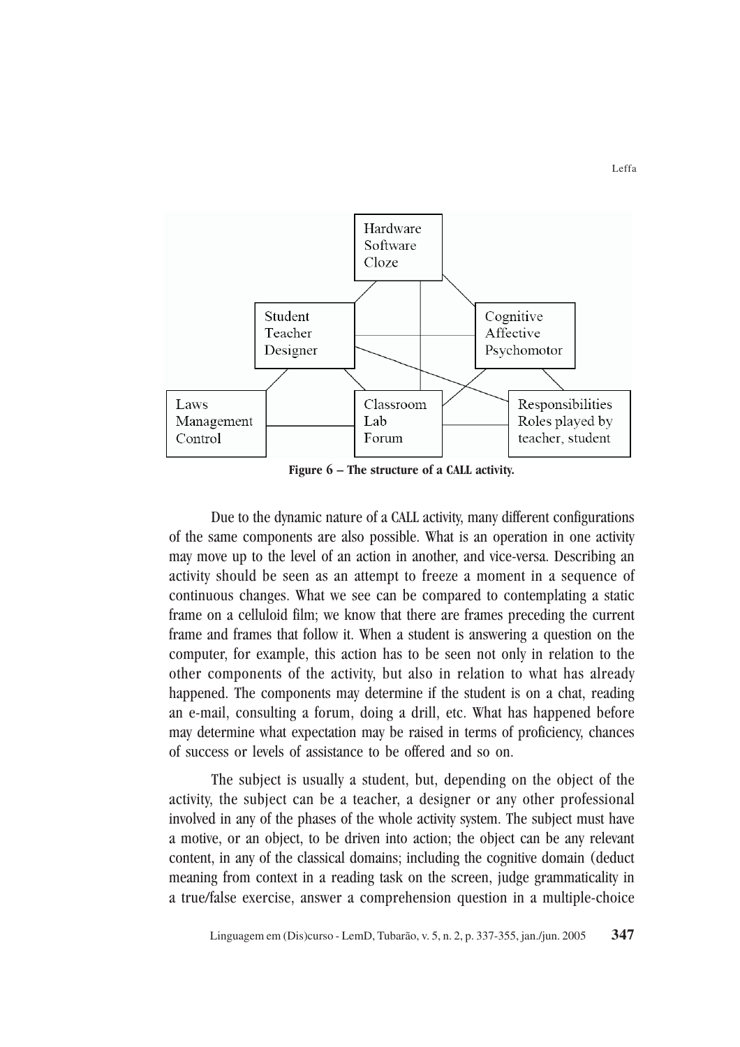Hardware
Software
Cloze

Student
Teacher
Designer

Cognitive
Affective
Psychomotor

Laws
Management
Control

Classroom
Lab
Forum

Responsibilities
Roles played by
teacher, student

**Figure 6 – The structure of a CALL activity.**

Due to the dynamic nature of a CALL activity, many different configurations of the same components are also possible. What is an operation in one activity may move up to the level of an action in another, and vice-versa. Describing an activity should be seen as an attempt to freeze a moment in a sequence of continuous changes. What we see can be compared to contemplating a static frame on a celluloid film; we know that there are frames preceding the current frame and frames that follow it. When a student is answering a question on the computer, for example, this action has to be seen not only in relation to the other components of the activity, but also in relation to what has already happened. The components may determine if the student is on a chat, reading an e-mail, consulting a forum, doing a drill, etc. What has happened before may determine what expectation may be raised in terms of proficiency, chances of success or levels of assistance to be offered and so on.

The subject is usually a student, but, depending on the object of the activity, the subject can be a teacher, a designer or any other professional involved in any of the phases of the whole activity system. The subject must have a motive, or an object, to be driven into action; the object can be any relevant content, in any of the classical domains; including the cognitive domain (deduct meaning from context in a reading task on the screen, judge grammaticality in a true/false exercise, answer a comprehension question in a multiple-choice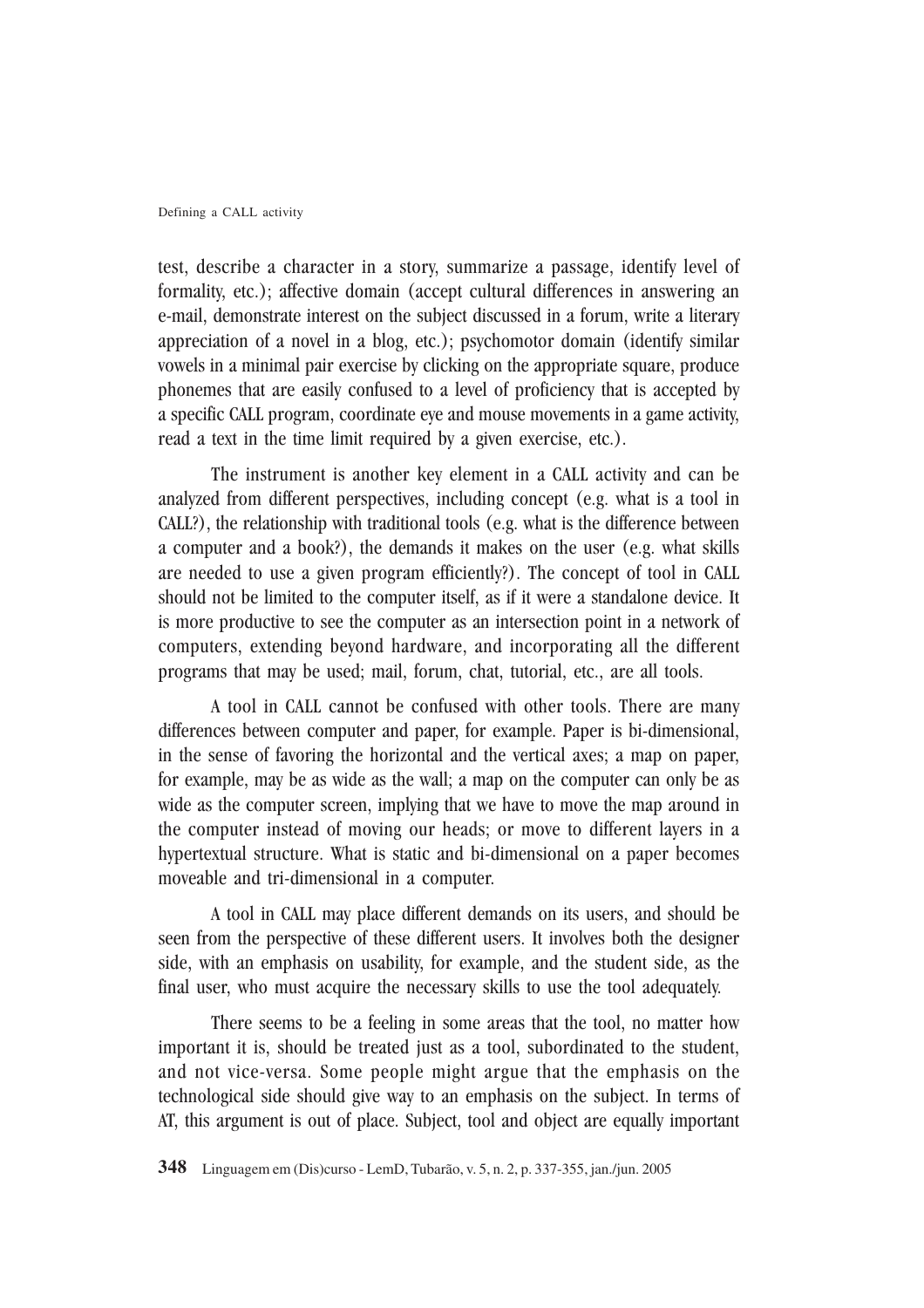test, describe a character in a story, summarize a passage, identify level of formality, etc.); affective domain (accept cultural differences in answering an e-mail, demonstrate interest on the subject discussed in a forum, write a literary appreciation of a novel in a blog, etc.); psychomotor domain (identify similar vowels in a minimal pair exercise by clicking on the appropriate square, produce phonemes that are easily confused to a level of proficiency that is accepted by a specific CALL program, coordinate eye and mouse movements in a game activity, read a text in the time limit required by a given exercise, etc.).

The instrument is another key element in a CALL activity and can be analyzed from different perspectives, including concept (e.g. what is a tool in CALL?), the relationship with traditional tools (e.g. what is the difference between a computer and a book?), the demands it makes on the user (e.g. what skills are needed to use a given program efficiently?). The concept of tool in CALL should not be limited to the computer itself, as if it were a standalone device. It is more productive to see the computer as an intersection point in a network of computers, extending beyond hardware, and incorporating all the different programs that may be used; mail, forum, chat, tutorial, etc., are all tools.

A tool in CALL cannot be confused with other tools. There are many differences between computer and paper, for example. Paper is bi-dimensional, in the sense of favoring the horizontal and the vertical axes; a map on paper, for example, may be as wide as the wall; a map on the computer can only be as wide as the computer screen, implying that we have to move the map around in the computer instead of moving our heads; or move to different layers in a hypertextual structure. What is static and bi-dimensional on a paper becomes moveable and tri-dimensional in a computer.

A tool in CALL may place different demands on its users, and should be seen from the perspective of these different users. It involves both the designer side, with an emphasis on usability, for example, and the student side, as the final user, who must acquire the necessary skills to use the tool adequately.

There seems to be a feeling in some areas that the tool, no matter how important it is, should be treated just as a tool, subordinated to the student, and not vice-versa. Some people might argue that the emphasis on the technological side should give way to an emphasis on the subject. In terms of AT, this argument is out of place. Subject, tool and object are equally important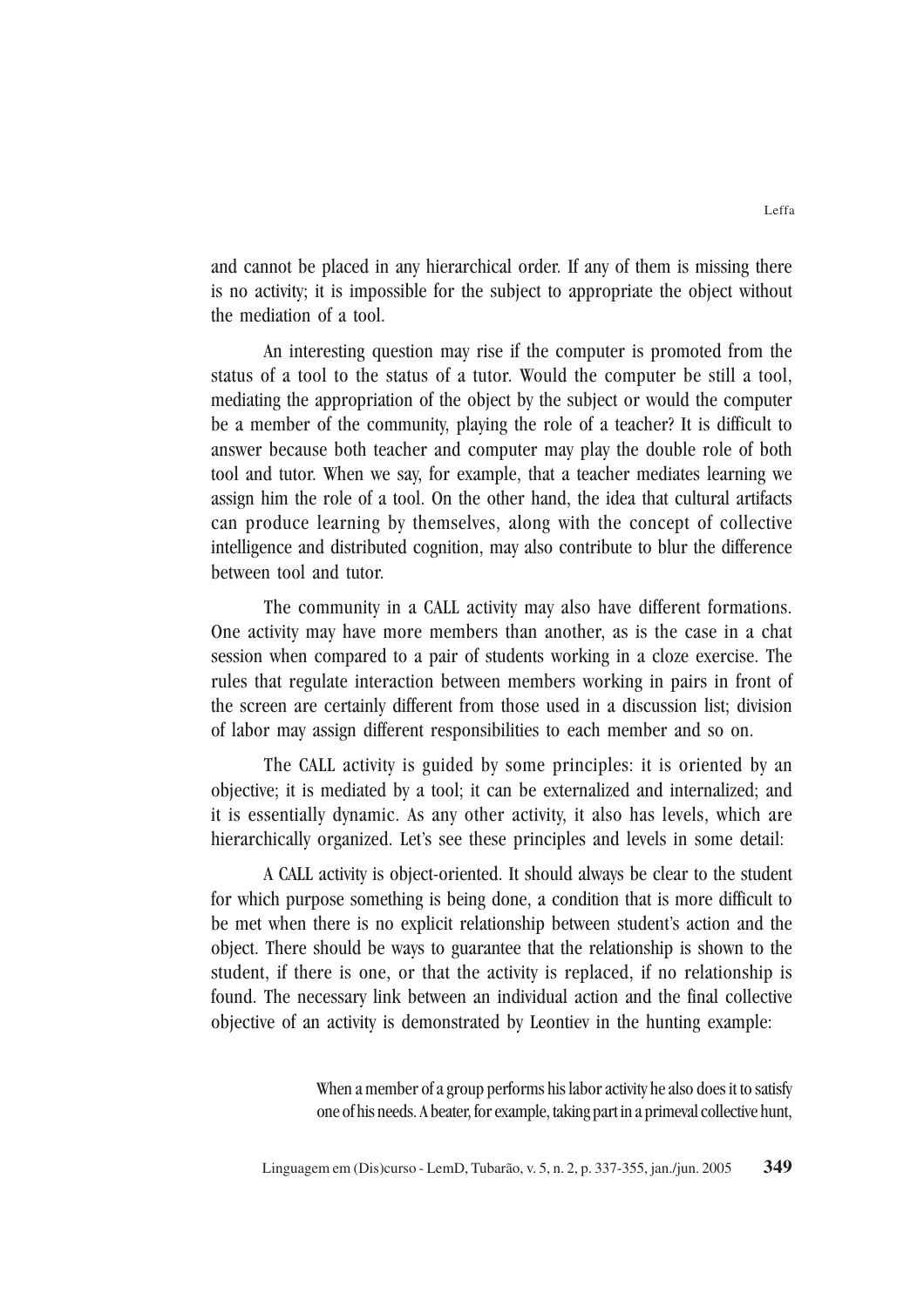and cannot be placed in any hierarchical order. If any of them is missing there is no activity; it is impossible for the subject to appropriate the object without the mediation of a tool.

An interesting question may rise if the computer is promoted from the status of a tool to the status of a tutor. Would the computer be still a tool, mediating the appropriation of the object by the subject or would the computer be a member of the community, playing the role of a teacher? It is difficult to answer because both teacher and computer may play the double role of both tool and tutor. When we say, for example, that a teacher mediates learning we assign him the role of a tool. On the other hand, the idea that cultural artifacts can produce learning by themselves, along with the concept of collective intelligence and distributed cognition, may also contribute to blur the difference between tool and tutor.

The community in a CALL activity may also have different formations. One activity may have more members than another, as is the case in a chat session when compared to a pair of students working in a cloze exercise. The rules that regulate interaction between members working in pairs in front of the screen are certainly different from those used in a discussion list; division of labor may assign different responsibilities to each member and so on.

The CALL activity is guided by some principles: it is oriented by an objective; it is mediated by a tool; it can be externalized and internalized; and it is essentially dynamic. As any other activity, it also has levels, which are hierarchically organized. Let's see these principles and levels in some detail:

A CALL activity is object-oriented. It should always be clear to the student for which purpose something is being done, a condition that is more difficult to be met when there is no explicit relationship between student's action and the object. There should be ways to guarantee that the relationship is shown to the student, if there is one, or that the activity is replaced, if no relationship is found. The necessary link between an individual action and the final collective objective of an activity is demonstrated by Leontiev in the hunting example:

> When a member of a group performs his labor activity he also does it to satisfy one of his needs. A beater, for example, taking part in a primeval collective hunt,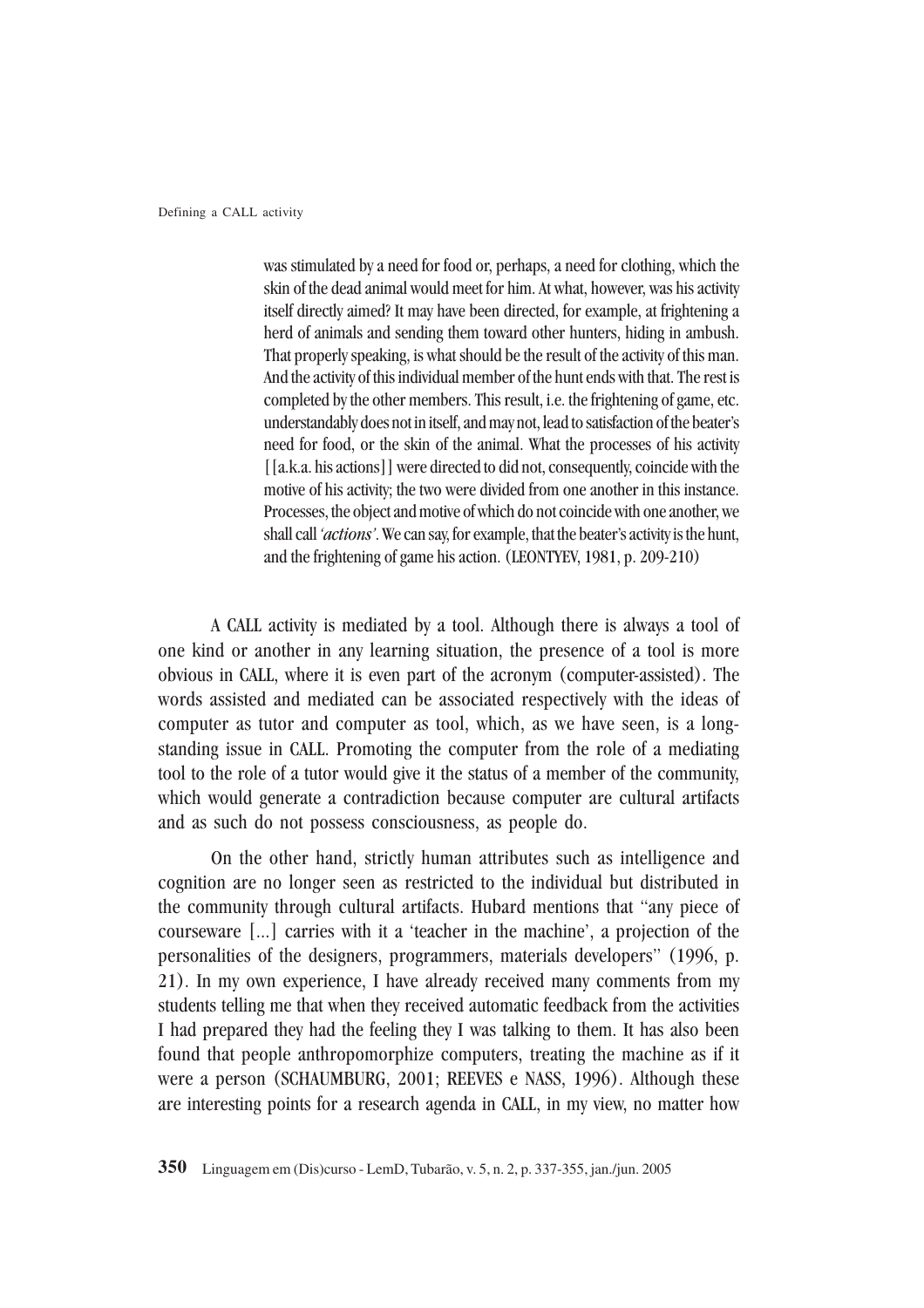> was stimulated by a need for food or, perhaps, a need for clothing, which the skin of the dead animal would meet for him. At what, however, was his activity itself directly aimed? It may have been directed, for example, at frightening a herd of animals and sending them toward other hunters, hiding in ambush. That properly speaking, is what should be the result of the activity of this man. And the activity of this individual member of the hunt ends with that. The rest is completed by the other members. This result, i.e. the frightening of game, etc. understandably does not in itself, and may not, lead to satisfaction of the beater's need for food, or the skin of the animal. What the processes of his activity [[a.k.a. his actions]] were directed to did not, consequently, coincide with the motive of his activity; the two were divided from one another in this instance. Processes, the object and motive of which do not coincide with one another, we shall call *'actions'*. We can say, for example, that the beater's activity is the hunt, and the frightening of game his action. (LEONTYEV, 1981, p. 209-210)

A CALL activity is mediated by a tool. Although there is always a tool of one kind or another in any learning situation, the presence of a tool is more obvious in CALL, where it is even part of the acronym (computer-assisted). The words assisted and mediated can be associated respectively with the ideas of computer as tutor and computer as tool, which, as we have seen, is a long-standing issue in CALL. Promoting the computer from the role of a mediating tool to the role of a tutor would give it the status of a member of the community, which would generate a contradiction because computer are cultural artifacts and as such do not possess consciousness, as people do.

On the other hand, strictly human attributes such as intelligence and cognition are no longer seen as restricted to the individual but distributed in the community through cultural artifacts. Hubard mentions that "any piece of courseware [...] carries with it a 'teacher in the machine', a projection of the personalities of the designers, programmers, materials developers" (1996, p. 21). In my own experience, I have already received many comments from my students telling me that when they received automatic feedback from the activities I had prepared they had the feeling they I was talking to them. It has also been found that people anthropomorphize computers, treating the machine as if it were a person (SCHAUMBURG, 2001; REEVES e NASS, 1996). Although these are interesting points for a research agenda in CALL, in my view, no matter how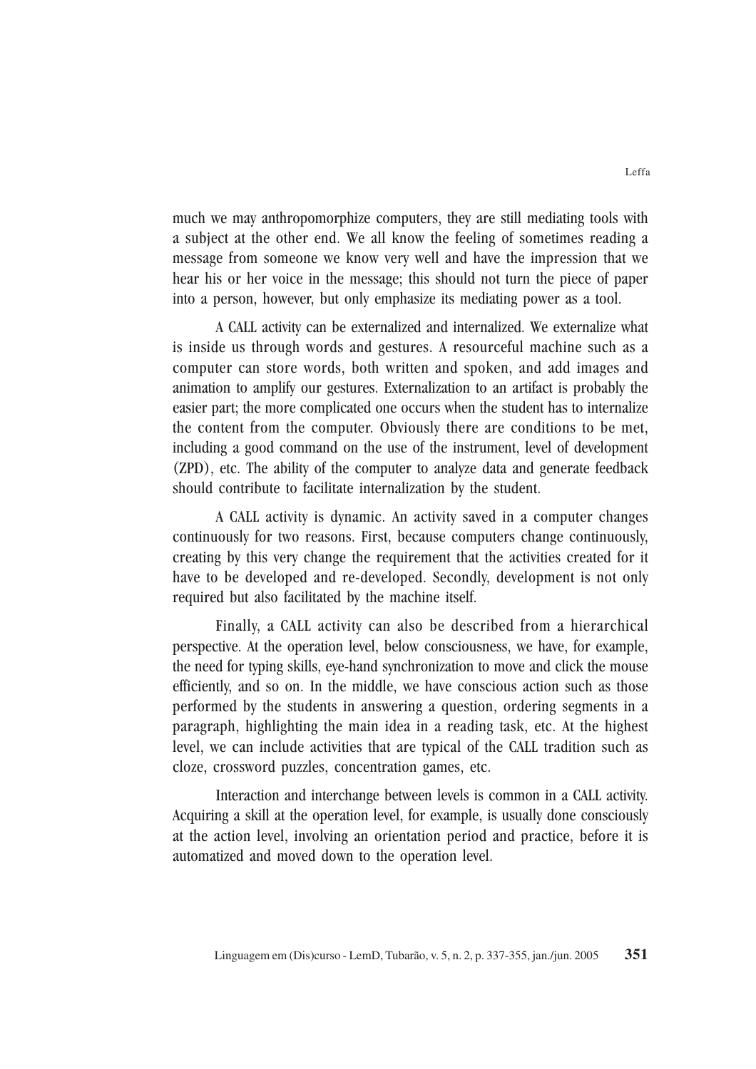much we may anthropomorphize computers, they are still mediating tools with a subject at the other end. We all know the feeling of sometimes reading a message from someone we know very well and have the impression that we hear his or her voice in the message; this should not turn the piece of paper into a person, however, but only emphasize its mediating power as a tool.

A CALL activity can be externalized and internalized. We externalize what is inside us through words and gestures. A resourceful machine such as a computer can store words, both written and spoken, and add images and animation to amplify our gestures. Externalization to an artifact is probably the easier part; the more complicated one occurs when the student has to internalize the content from the computer. Obviously there are conditions to be met, including a good command on the use of the instrument, level of development (ZPD), etc. The ability of the computer to analyze data and generate feedback should contribute to facilitate internalization by the student.

A CALL activity is dynamic. An activity saved in a computer changes continuously for two reasons. First, because computers change continuously, creating by this very change the requirement that the activities created for it have to be developed and re-developed. Secondly, development is not only required but also facilitated by the machine itself.

Finally, a CALL activity can also be described from a hierarchical perspective. At the operation level, below consciousness, we have, for example, the need for typing skills, eye-hand synchronization to move and click the mouse efficiently, and so on. In the middle, we have conscious action such as those performed by the students in answering a question, ordering segments in a paragraph, highlighting the main idea in a reading task, etc. At the highest level, we can include activities that are typical of the CALL tradition such as cloze, crossword puzzles, concentration games, etc.

Interaction and interchange between levels is common in a CALL activity. Acquiring a skill at the operation level, for example, is usually done consciously at the action level, involving an orientation period and practice, before it is automatized and moved down to the operation level.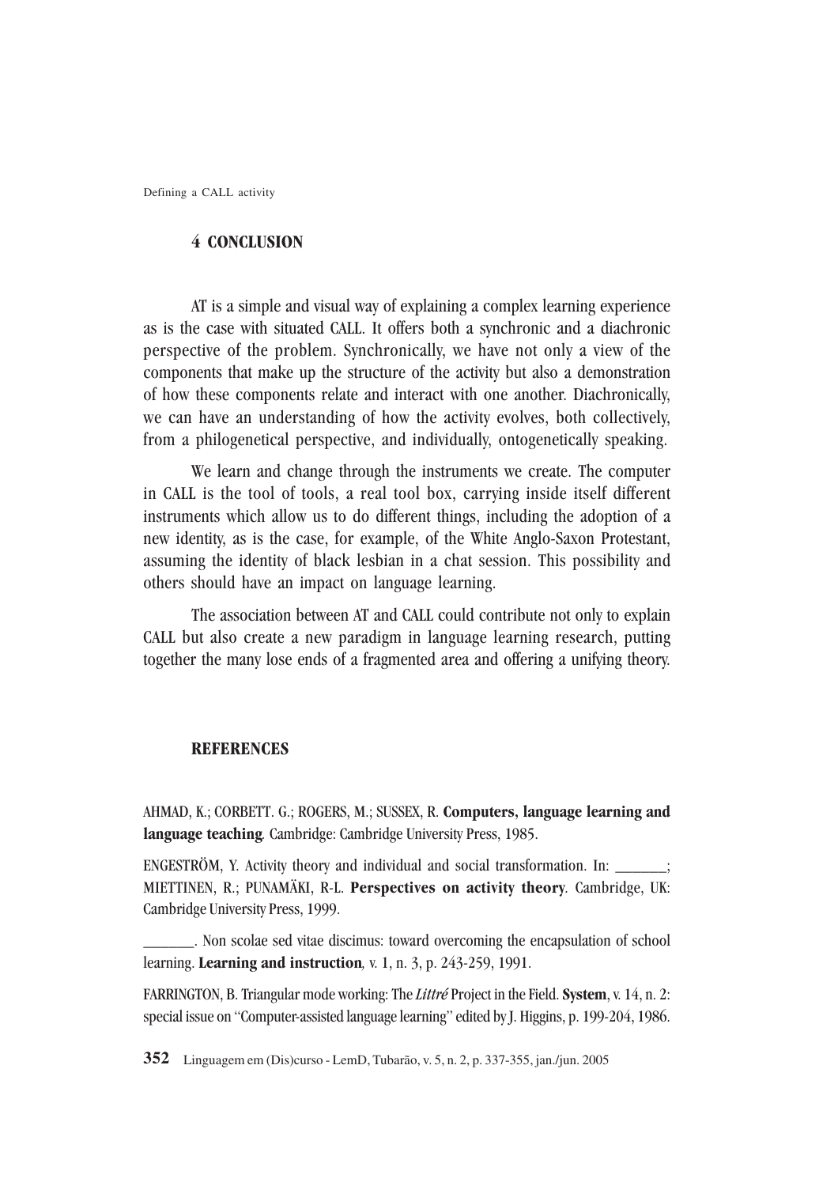## 4 CONCLUSION

AT is a simple and visual way of explaining a complex learning experience as is the case with situated CALL. It offers both a synchronic and a diachronic perspective of the problem. Synchronically, we have not only a view of the components that make up the structure of the activity but also a demonstration of how these components relate and interact with one another. Diachronically, we can have an understanding of how the activity evolves, both collectively, from a philogenetical perspective, and individually, ontogenetically speaking.

We learn and change through the instruments we create. The computer in CALL is the tool of tools, a real tool box, carrying inside itself different instruments which allow us to do different things, including the adoption of a new identity, as is the case, for example, of the White Anglo-Saxon Protestant, assuming the identity of black lesbian in a chat session. This possibility and others should have an impact on language learning.

The association between AT and CALL could contribute not only to explain CALL but also create a new paradigm in language learning research, putting together the many lose ends of a fragmented area and offering a unifying theory.

## REFERENCES

AHMAD, K.; CORBETT. G.; ROGERS, M.; SUSSEX, R. **Computers, language learning and language teaching**. Cambridge: Cambridge University Press, 1985.

ENGESTRÖM, Y. Activity theory and individual and social transformation. In: _______; MIETTINEN, R.; PUNAMÄKI, R-L. **Perspectives on activity theory**. Cambridge, UK: Cambridge University Press, 1999.

_______. Non scolae sed vitae discimus: toward overcoming the encapsulation of school learning. **Learning and instruction**, v. 1, n. 3, p. 243-259, 1991.

FARRINGTON, B. Triangular mode working: The *Littré* Project in the Field. **System**, v. 14, n. 2: special issue on "Computer-assisted language learning" edited by J. Higgins, p. 199-204, 1986.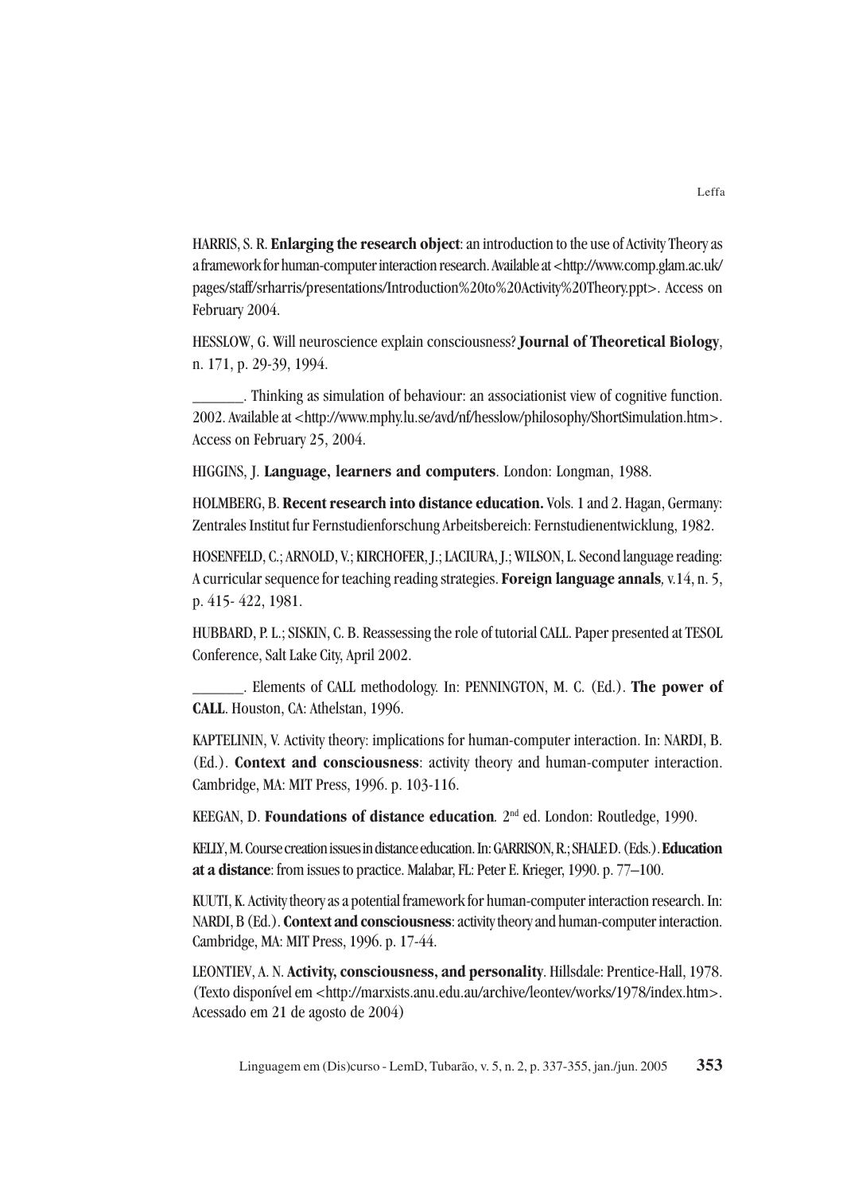HARRIS, S. R. **Enlarging the research object**: an introduction to the use of Activity Theory as a framework for human-computer interaction research. Available at <http://www.comp.glam.ac.uk/pages/staff/srharris/presentations/Introduction%20to%20Activity%20Theory.ppt>. Access on February 2004.

HESSLOW, G. Will neuroscience explain consciousness? **Journal of Theoretical Biology**, n. 171, p. 29-39, 1994.

_______. Thinking as simulation of behaviour: an associationist view of cognitive function. 2002. Available at <http://www.mphy.lu.se/avd/nf/hesslow/philosophy/ShortSimulation.htm>. Access on February 25, 2004.

HIGGINS, J. **Language, learners and computers**. London: Longman, 1988.

HOLMBERG, B. **Recent research into distance education.** Vols. 1 and 2. Hagan, Germany: Zentrales Institut fur Fernstudienforschung Arbeitsbereich: Fernstudienentwicklung, 1982.

HOSENFELD, C.; ARNOLD, V.; KIRCHOFER, J.; LACIURA, J.; WILSON, L. Second language reading: A curricular sequence for teaching reading strategies. **Foreign language annals***,* v.14, n. 5, p. 415- 422, 1981.

HUBBARD, P. L.; SISKIN, C. B. Reassessing the role of tutorial CALL. Paper presented at TESOL Conference, Salt Lake City, April 2002.

_______. Elements of CALL methodology. In: PENNINGTON, M. C. (Ed.). **The power of CALL**. Houston, CA: Athelstan, 1996.

KAPTELININ, V. Activity theory: implications for human-computer interaction. In: NARDI, B. (Ed.). **Context and consciousness**: activity theory and human-computer interaction. Cambridge, MA: MIT Press, 1996. p. 103-116.

KEEGAN, D. **Foundations of distance education***.* 2nd ed. London: Routledge, 1990.

KELLY, M. Course creation issues in distance education. In: GARRISON, R.; SHALE D. (Eds.). **Education at a distance**: from issues to practice. Malabar, FL: Peter E. Krieger, 1990. p. 77–100.

KUUTI, K. Activity theory as a potential framework for human-computer interaction research. In: NARDI, B (Ed.). **Context and consciousness**: activity theory and human-computer interaction. Cambridge, MA: MIT Press, 1996. p. 17-44.

LEONTIEV, A. N. **Activity, consciousness, and personality**. Hillsdale: Prentice-Hall, 1978. (Texto disponível em <http://marxists.anu.edu.au/archive/leontev/works/1978/index.htm>. Acessado em 21 de agosto de 2004)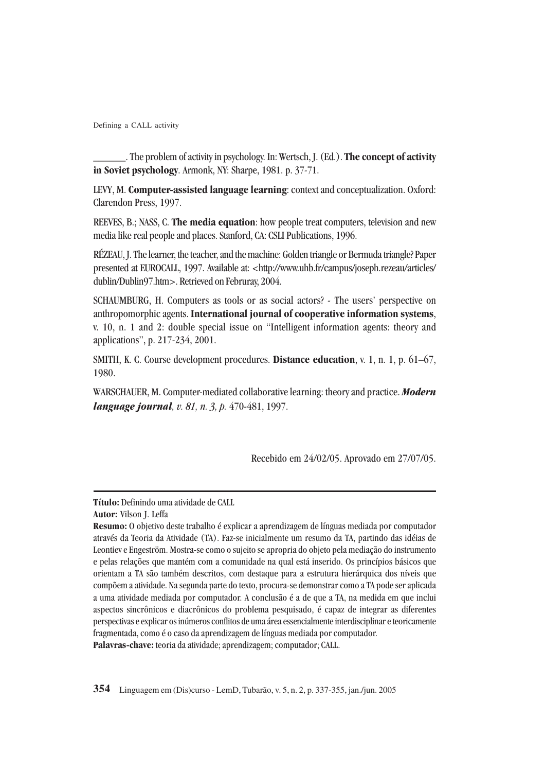\_\_\_\_\_\_\_. The problem of activity in psychology. In: Wertsch, J. (Ed.). **The concept of activity in Soviet psychology**. Armonk, NY: Sharpe, 1981. p. 37-71.

LEVY, M. **Computer-assisted language learning**: context and conceptualization. Oxford: Clarendon Press, 1997.

REEVES, B.; NASS, C. **The media equation**: how people treat computers, television and new media like real people and places. Stanford, CA: CSLI Publications, 1996.

RÉZEAU, J. The learner, the teacher, and the machine: Golden triangle or Bermuda triangle? Paper presented at EUROCALL, 1997. Available at: <http://www.uhb.fr/campus/joseph.rezeau/articles/dublin/Dublin97.htm>. Retrieved on Februray, 2004.

SCHAUMBURG, H. Computers as tools or as social actors? - The users' perspective on anthropomorphic agents. **International journal of cooperative information systems**, v. 10, n. 1 and 2: double special issue on "Intelligent information agents: theory and applications", p. 217-234, 2001.

SMITH, K. C. Course development procedures. **Distance education**, v. 1, n. 1, p. 61–67, 1980.

WARSCHAUER, M. Computer-mediated collaborative learning: theory and practice. ***Modern language journal**, v. 81, n. 3, p.* 470-481, 1997.

Recebido em 24/02/05. Aprovado em 27/07/05.

---

**Título:** Definindo uma atividade de CALL

**Autor:** Vilson J. Leffa

**Resumo:** O objetivo deste trabalho é explicar a aprendizagem de línguas mediada por computador através da Teoria da Atividade (TA). Faz-se inicialmente um resumo da TA, partindo das idéias de Leontiev e Engeström. Mostra-se como o sujeito se apropria do objeto pela mediação do instrumento e pelas relações que mantém com a comunidade na qual está inserido. Os princípios básicos que orientam a TA são também descritos, com destaque para a estrutura hierárquica dos níveis que compõem a atividade. Na segunda parte do texto, procura-se demonstrar como a TA pode ser aplicada a uma atividade mediada por computador. A conclusão é a de que a TA, na medida em que inclui aspectos sincrônicos e diacrônicos do problema pesquisado, é capaz de integrar as diferentes perspectivas e explicar os inúmeros conflitos de uma área essencialmente interdisciplinar e teoricamente fragmentada, como é o caso da aprendizagem de línguas mediada por computador.

**Palavras-chave:** teoria da atividade; aprendizagem; computador; CALL.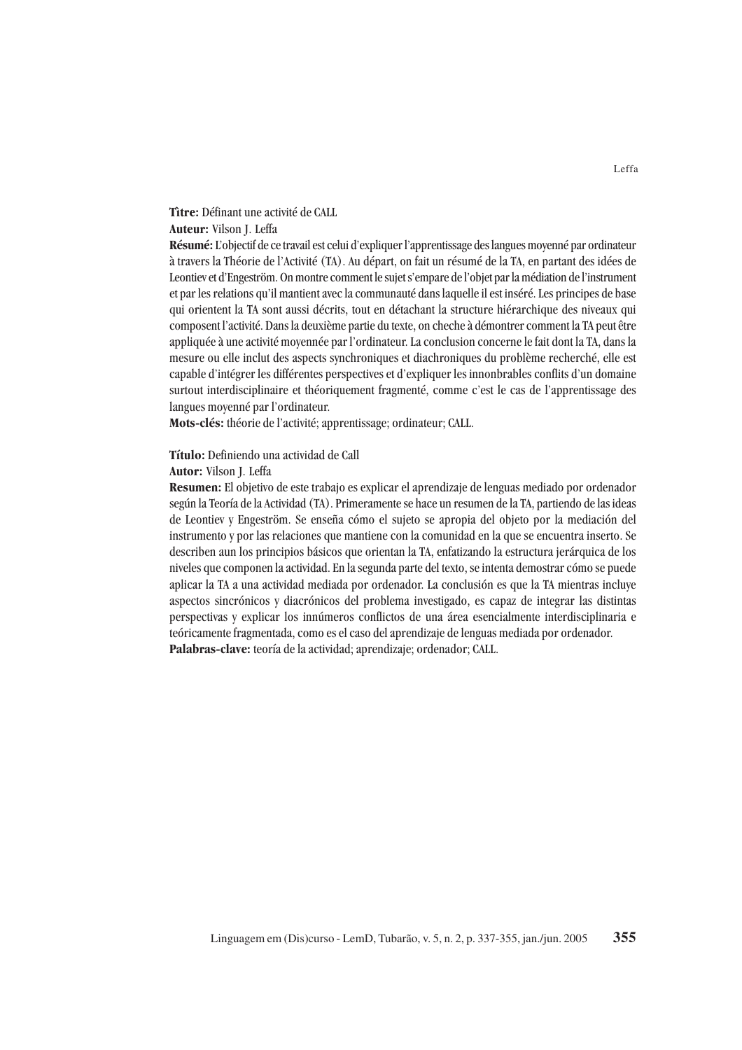**Tìtre:** Définant une activité de CALL

**Auteur:** Vilson J. Leffa

**Résumé:** L'objectif de ce travail est celui d'expliquer l'apprentissage des langues moyenné par ordinateur à travers la Théorie de l'Activité (TA). Au départ, on fait un résumé de la TA, en partant des idées de Leontiev et d'Engeström. On montre comment le sujet s'empare de l'objet par la médiation de l'instrument et par les relations qu'il mantient avec la communauté dans laquelle il est inséré. Les principes de base qui orientent la TA sont aussi décrits, tout en détachant la structure hiérarchique des niveaux qui composent l'activité. Dans la deuxième partie du texte, on cheche à démontrer comment la TA peut être appliquée à une activité moyennée par l'ordinateur. La conclusion concerne le fait dont la TA, dans la mesure ou elle inclut des aspects synchroniques et diachroniques du problème recherché, elle est capable d'intégrer les différentes perspectives et d'expliquer les innonbrables conflits d'un domaine surtout interdisciplinaire et théoriquement fragmenté, comme c'est le cas de l'apprentissage des langues moyenné par l'ordinateur.

**Mots-clés:** théorie de l'activité; apprentissage; ordinateur; CALL.

**Título:** Definiendo una actividad de Call

**Autor:** Vilson J. Leffa

**Resumen:** El objetivo de este trabajo es explicar el aprendizaje de lenguas mediado por ordenador según la Teoría de la Actividad (TA). Primeramente se hace un resumen de la TA, partiendo de las ideas de Leontiev y Engeström. Se enseña cómo el sujeto se apropia del objeto por la mediación del instrumento y por las relaciones que mantiene con la comunidad en la que se encuentra inserto. Se describen aun los principios básicos que orientan la TA, enfatizando la estructura jerárquica de los niveles que componen la actividad. En la segunda parte del texto, se intenta demostrar cómo se puede aplicar la TA a una actividad mediada por ordenador. La conclusión es que la TA mientras incluye aspectos sincrónicos y diacrónicos del problema investigado, es capaz de integrar las distintas perspectivas y explicar los innúmeros conflictos de una área esencialmente interdisciplinaria e teóricamente fragmentada, como es el caso del aprendizaje de lenguas mediada por ordenador.

**Palabras-clave:** teoría de la actividad; aprendizaje; ordenador; CALL.